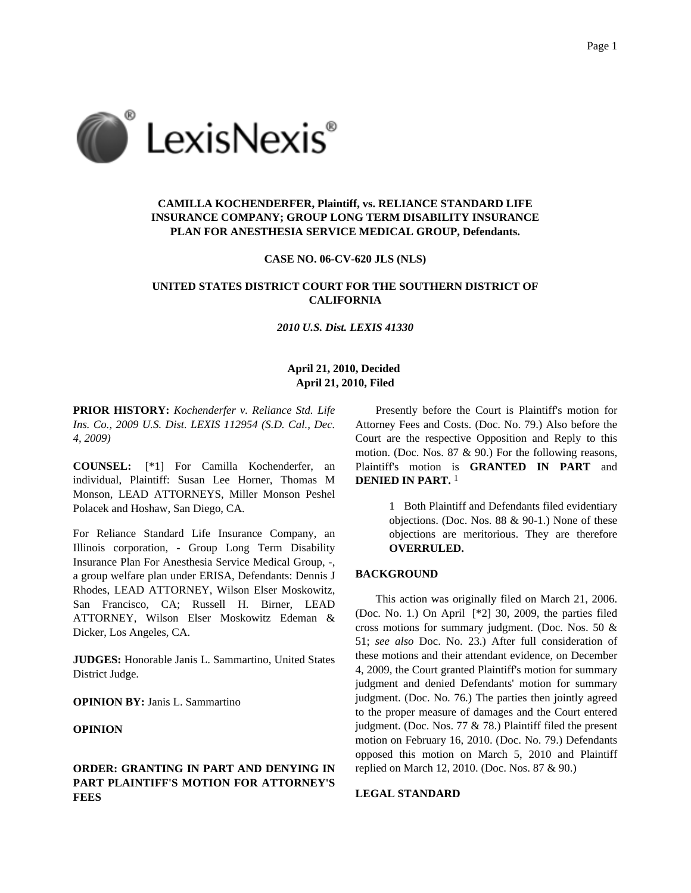**CAMILLA KOCHENDERFER, Plaintiff, vs. RELIANCE STANDARD LIFE INSURANCE COMPANY; GROUP LONG TERM DISABILITY INSURANCE PLAN FOR ANESTHESIA SERVICE MEDICAL GROUP, Defendants.**

**CASE NO. 06-CV-620 JLS (NLS)**

**UNITED STATES DISTRICT COURT FOR THE SOUTHERN DISTRICT OF CALIFORNIA**

*2010 U.S. Dist. LEXIS 41330*

**April 21, 2010, Decided**
**April 21, 2010, Filed**

**PRIOR HISTORY:** *Kochenderfer v. Reliance Std. Life Ins. Co., 2009 U.S. Dist. LEXIS 112954 (S.D. Cal., Dec. 4, 2009)*

**COUNSEL:** [*1] For Camilla Kochenderfer, an individual, Plaintiff: Susan Lee Horner, Thomas M Monson, LEAD ATTORNEYS, Miller Monson Peshel Polacek and Hoshaw, San Diego, CA.

For Reliance Standard Life Insurance Company, an Illinois corporation, - Group Long Term Disability Insurance Plan For Anesthesia Service Medical Group, -, a group welfare plan under ERISA, Defendants: Dennis J Rhodes, LEAD ATTORNEY, Wilson Elser Moskowitz, San Francisco, CA; Russell H. Birner, LEAD ATTORNEY, Wilson Elser Moskowitz Edeman & Dicker, Los Angeles, CA.

**JUDGES:** Honorable Janis L. Sammartino, United States District Judge.

**OPINION BY:** Janis L. Sammartino

**OPINION**

**ORDER: GRANTING IN PART AND DENYING IN PART PLAINTIFF'S MOTION FOR ATTORNEY'S FEES**

Presently before the Court is Plaintiff's motion for Attorney Fees and Costs. (Doc. No. 79.) Also before the Court are the respective Opposition and Reply to this motion. (Doc. Nos. 87 & 90.) For the following reasons, Plaintiff's motion is **GRANTED IN PART** and **DENIED IN PART.** [1]

> 1 Both Plaintiff and Defendants filed evidentiary objections. (Doc. Nos. 88 & 90-1.) None of these objections are meritorious. They are therefore **OVERRULED.**

**BACKGROUND**

This action was originally filed on March 21, 2006. (Doc. No. 1.) On April [*2] 30, 2009, the parties filed cross motions for summary judgment. (Doc. Nos. 50 & 51; *see also* Doc. No. 23.) After full consideration of these motions and their attendant evidence, on December 4, 2009, the Court granted Plaintiff's motion for summary judgment and denied Defendants' motion for summary judgment. (Doc. No. 76.) The parties then jointly agreed to the proper measure of damages and the Court entered judgment. (Doc. Nos. 77 & 78.) Plaintiff filed the present motion on February 16, 2010. (Doc. No. 79.) Defendants opposed this motion on March 5, 2010 and Plaintiff replied on March 12, 2010. (Doc. Nos. 87 & 90.)

**LEGAL STANDARD**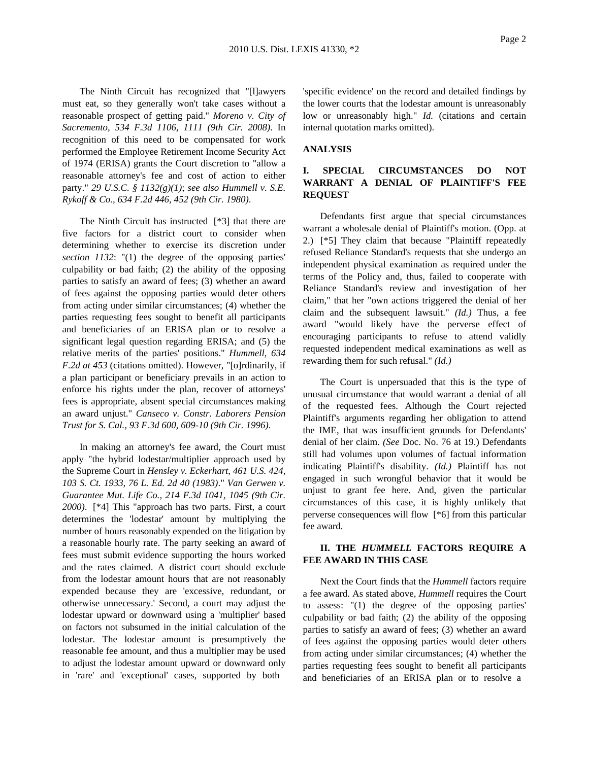The Ninth Circuit has recognized that "[l]awyers must eat, so they generally won't take cases without a reasonable prospect of getting paid." *Moreno v. City of Sacremento, 534 F.3d 1106, 1111 (9th Cir. 2008)*. In recognition of this need to be compensated for work performed the Employee Retirement Income Security Act of 1974 (ERISA) grants the Court discretion to "allow a reasonable attorney's fee and cost of action to either party." *29 U.S.C. § 1132(g)(1)*; *see also Hummell v. S.E. Rykoff & Co., 634 F.2d 446, 452 (9th Cir. 1980)*.

The Ninth Circuit has instructed [*3] that there are five factors for a district court to consider when determining whether to exercise its discretion under *section 1132*: "(1) the degree of the opposing parties' culpability or bad faith; (2) the ability of the opposing parties to satisfy an award of fees; (3) whether an award of fees against the opposing parties would deter others from acting under similar circumstances; (4) whether the parties requesting fees sought to benefit all participants and beneficiaries of an ERISA plan or to resolve a significant legal question regarding ERISA; and (5) the relative merits of the parties' positions." *Hummell, 634 F.2d at 453* (citations omitted). However, "[o]rdinarily, if a plan participant or beneficiary prevails in an action to enforce his rights under the plan, recover of attorneys' fees is appropriate, absent special circumstances making an award unjust." *Canseco v. Constr. Laborers Pension Trust for S. Cal., 93 F.3d 600, 609-10 (9th Cir. 1996)*.

In making an attorney's fee award, the Court must apply "the hybrid lodestar/multiplier approach used by the Supreme Court in *Hensley v. Eckerhart, 461 U.S. 424, 103 S. Ct. 1933, 76 L. Ed. 2d 40 (1983)*." *Van Gerwen v. Guarantee Mut. Life Co., 214 F.3d 1041, 1045 (9th Cir. 2000)*. [*4] This "approach has two parts. First, a court determines the 'lodestar' amount by multiplying the number of hours reasonably expended on the litigation by a reasonable hourly rate. The party seeking an award of fees must submit evidence supporting the hours worked and the rates claimed. A district court should exclude from the lodestar amount hours that are not reasonably expended because they are 'excessive, redundant, or otherwise unnecessary.' Second, a court may adjust the lodestar upward or downward using a 'multiplier' based on factors not subsumed in the initial calculation of the lodestar. The lodestar amount is presumptively the reasonable fee amount, and thus a multiplier may be used to adjust the lodestar amount upward or downward only in 'rare' and 'exceptional' cases, supported by both 'specific evidence' on the record and detailed findings by the lower courts that the lodestar amount is unreasonably low or unreasonably high." *Id.* (citations and certain internal quotation marks omitted).

## ANALYSIS

### I. SPECIAL CIRCUMSTANCES DO NOT WARRANT A DENIAL OF PLAINTIFF'S FEE REQUEST

Defendants first argue that special circumstances warrant a wholesale denial of Plaintiff's motion. (Opp. at 2.) [*5] They claim that because "Plaintiff repeatedly refused Reliance Standard's requests that she undergo an independent physical examination as required under the terms of the Policy and, thus, failed to cooperate with Reliance Standard's review and investigation of her claim," that her "own actions triggered the denial of her claim and the subsequent lawsuit." *(Id.)* Thus, a fee award "would likely have the perverse effect of encouraging participants to refuse to attend validly requested independent medical examinations as well as rewarding them for such refusal." *(Id.)*

The Court is unpersuaded that this is the type of unusual circumstance that would warrant a denial of all of the requested fees. Although the Court rejected Plaintiff's arguments regarding her obligation to attend the IME, that was insufficient grounds for Defendants' denial of her claim. *(See* Doc. No. 76 at 19.) Defendants still had volumes upon volumes of factual information indicating Plaintiff's disability. *(Id.)* Plaintiff has not engaged in such wrongful behavior that it would be unjust to grant fee here. And, given the particular circumstances of this case, it is highly unlikely that perverse consequences will flow [*6] from this particular fee award.

### II. THE *HUMMELL* FACTORS REQUIRE A FEE AWARD IN THIS CASE

Next the Court finds that the *Hummell* factors require a fee award. As stated above, *Hummell* requires the Court to assess: "(1) the degree of the opposing parties' culpability or bad faith; (2) the ability of the opposing parties to satisfy an award of fees; (3) whether an award of fees against the opposing parties would deter others from acting under similar circumstances; (4) whether the parties requesting fees sought to benefit all participants and beneficiaries of an ERISA plan or to resolve a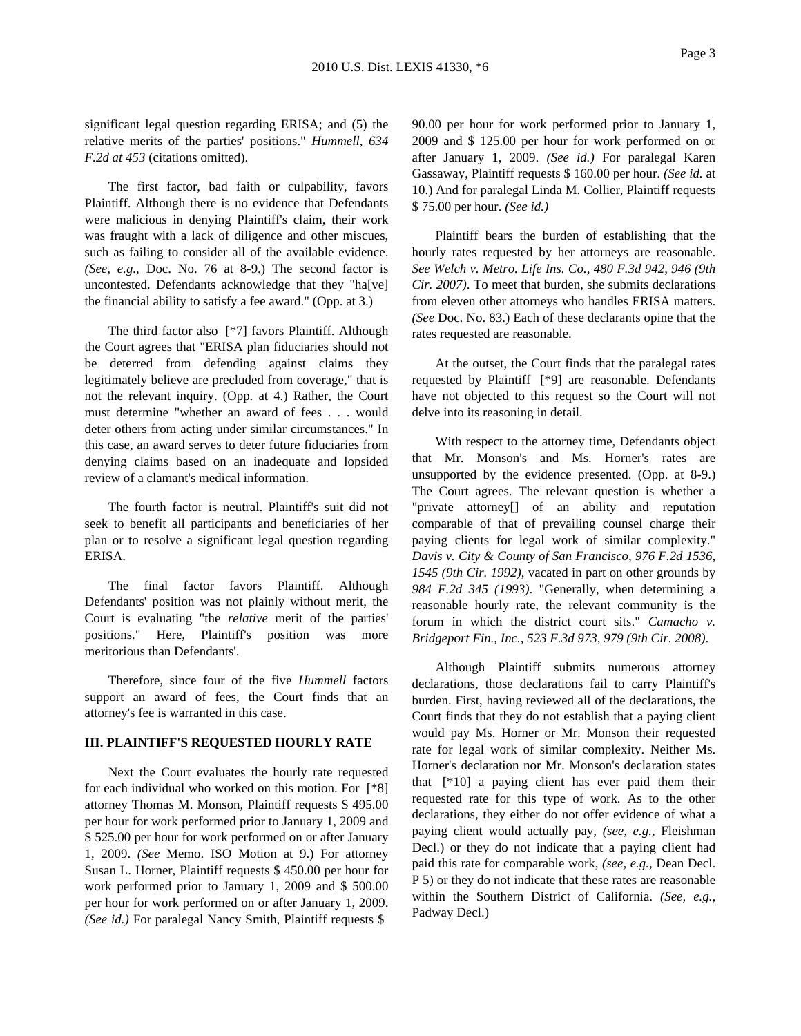significant legal question regarding ERISA; and (5) the relative merits of the parties' positions." *Hummell, 634 F.2d at 453* (citations omitted).

The first factor, bad faith or culpability, favors Plaintiff. Although there is no evidence that Defendants were malicious in denying Plaintiff's claim, their work was fraught with a lack of diligence and other miscues, such as failing to consider all of the available evidence. *(See, e.g.,* Doc. No. 76 at 8-9.) The second factor is uncontested. Defendants acknowledge that they "ha[ve] the financial ability to satisfy a fee award." (Opp. at 3.)

The third factor also [*7] favors Plaintiff. Although the Court agrees that "ERISA plan fiduciaries should not be deterred from defending against claims they legitimately believe are precluded from coverage," that is not the relevant inquiry. (Opp. at 4.) Rather, the Court must determine "whether an award of fees . . . would deter others from acting under similar circumstances." In this case, an award serves to deter future fiduciaries from denying claims based on an inadequate and lopsided review of a clamant's medical information.

The fourth factor is neutral. Plaintiff's suit did not seek to benefit all participants and beneficiaries of her plan or to resolve a significant legal question regarding ERISA.

The final factor favors Plaintiff. Although Defendants' position was not plainly without merit, the Court is evaluating "the *relative* merit of the parties' positions." Here, Plaintiff's position was more meritorious than Defendants'.

Therefore, since four of the five *Hummell* factors support an award of fees, the Court finds that an attorney's fee is warranted in this case.

## III. PLAINTIFF'S REQUESTED HOURLY RATE

Next the Court evaluates the hourly rate requested for each individual who worked on this motion. For [*8] attorney Thomas M. Monson, Plaintiff requests $ 495.00 per hour for work performed prior to January 1, 2009 and $ 525.00 per hour for work performed on or after January 1, 2009. *(See* Memo. ISO Motion at 9.) For attorney Susan L. Horner, Plaintiff requests $ 450.00 per hour for work performed prior to January 1, 2009 and $ 500.00 per hour for work performed on or after January 1, 2009. *(See id.)* For paralegal Nancy Smith, Plaintiff requests $ 90.00 per hour for work performed prior to January 1, 2009 and $ 125.00 per hour for work performed on or after January 1, 2009. *(See id.)* For paralegal Karen Gassaway, Plaintiff requests $ 160.00 per hour. *(See id.* at 10.) And for paralegal Linda M. Collier, Plaintiff requests $ 75.00 per hour. *(See id.)*

Plaintiff bears the burden of establishing that the hourly rates requested by her attorneys are reasonable. *See Welch v. Metro. Life Ins. Co., 480 F.3d 942, 946 (9th Cir. 2007)*. To meet that burden, she submits declarations from eleven other attorneys who handles ERISA matters. *(See* Doc. No. 83.) Each of these declarants opine that the rates requested are reasonable.

At the outset, the Court finds that the paralegal rates requested by Plaintiff [*9] are reasonable. Defendants have not objected to this request so the Court will not delve into its reasoning in detail.

With respect to the attorney time, Defendants object that Mr. Monson's and Ms. Horner's rates are unsupported by the evidence presented. (Opp. at 8-9.) The Court agrees. The relevant question is whether a "private attorney[] of an ability and reputation comparable of that of prevailing counsel charge their paying clients for legal work of similar complexity." *Davis v. City & County of San Francisco, 976 F.2d 1536, 1545 (9th Cir. 1992)*, vacated in part on other grounds by *984 F.2d 345 (1993)*. "Generally, when determining a reasonable hourly rate, the relevant community is the forum in which the district court sits." *Camacho v. Bridgeport Fin., Inc., 523 F.3d 973, 979 (9th Cir. 2008)*.

Although Plaintiff submits numerous attorney declarations, those declarations fail to carry Plaintiff's burden. First, having reviewed all of the declarations, the Court finds that they do not establish that a paying client would pay Ms. Horner or Mr. Monson their requested rate for legal work of similar complexity. Neither Ms. Horner's declaration nor Mr. Monson's declaration states that [*10] a paying client has ever paid them their requested rate for this type of work. As to the other declarations, they either do not offer evidence of what a paying client would actually pay, *(see, e.g.,* Fleishman Decl.) or they do not indicate that a paying client had paid this rate for comparable work, *(see, e.g.,* Dean Decl. P 5) or they do not indicate that these rates are reasonable within the Southern District of California. *(See, e.g.,* Padway Decl.)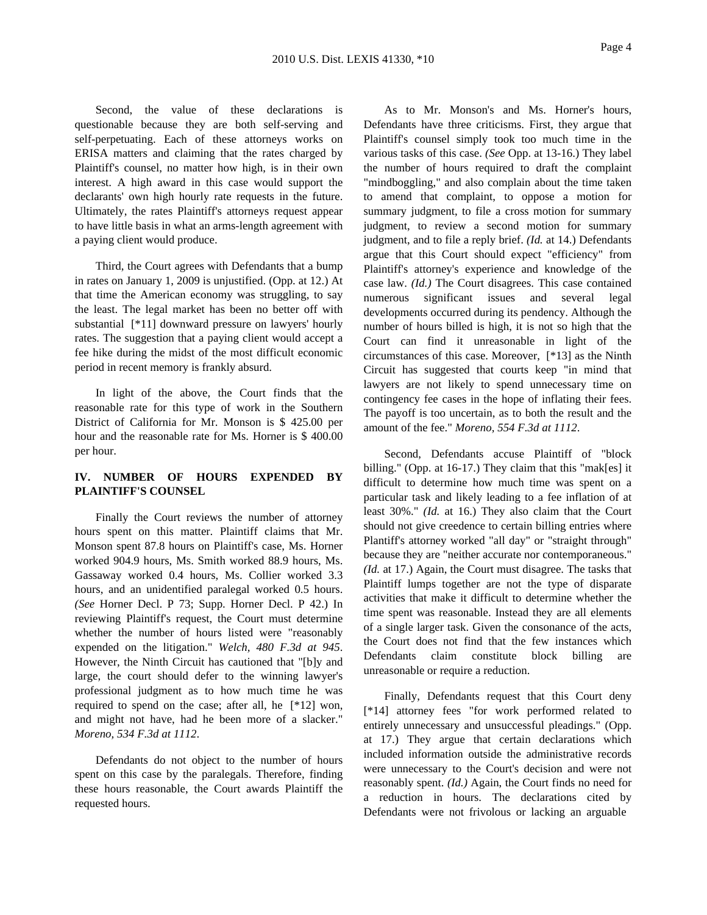Second, the value of these declarations is questionable because they are both self-serving and self-perpetuating. Each of these attorneys works on ERISA matters and claiming that the rates charged by Plaintiff's counsel, no matter how high, is in their own interest. A high award in this case would support the declarants' own high hourly rate requests in the future. Ultimately, the rates Plaintiff's attorneys request appear to have little basis in what an arms-length agreement with a paying client would produce.

Third, the Court agrees with Defendants that a bump in rates on January 1, 2009 is unjustified. (Opp. at 12.) At that time the American economy was struggling, to say the least. The legal market has been no better off with substantial [*11] downward pressure on lawyers' hourly rates. The suggestion that a paying client would accept a fee hike during the midst of the most difficult economic period in recent memory is frankly absurd.

In light of the above, the Court finds that the reasonable rate for this type of work in the Southern District of California for Mr. Monson is $ 425.00 per hour and the reasonable rate for Ms. Horner is $ 400.00 per hour.

## IV. NUMBER OF HOURS EXPENDED BY PLAINTIFF'S COUNSEL

Finally the Court reviews the number of attorney hours spent on this matter. Plaintiff claims that Mr. Monson spent 87.8 hours on Plaintiff's case, Ms. Horner worked 904.9 hours, Ms. Smith worked 88.9 hours, Ms. Gassaway worked 0.4 hours, Ms. Collier worked 3.3 hours, and an unidentified paralegal worked 0.5 hours. *(See* Horner Decl. P 73; Supp. Horner Decl. P 42.) In reviewing Plaintiff's request, the Court must determine whether the number of hours listed were "reasonably expended on the litigation." *Welch, 480 F.3d at 945*. However, the Ninth Circuit has cautioned that "[b]y and large, the court should defer to the winning lawyer's professional judgment as to how much time he was required to spend on the case; after all, he [*12] won, and might not have, had he been more of a slacker." *Moreno, 534 F.3d at 1112*.

Defendants do not object to the number of hours spent on this case by the paralegals. Therefore, finding these hours reasonable, the Court awards Plaintiff the requested hours.

As to Mr. Monson's and Ms. Horner's hours, Defendants have three criticisms. First, they argue that Plaintiff's counsel simply took too much time in the various tasks of this case. *(See* Opp. at 13-16.) They label the number of hours required to draft the complaint "mindboggling," and also complain about the time taken to amend that complaint, to oppose a motion for summary judgment, to file a cross motion for summary judgment, to review a second motion for summary judgment, and to file a reply brief. *(Id.* at 14.) Defendants argue that this Court should expect "efficiency" from Plaintiff's attorney's experience and knowledge of the case law. *(Id.)* The Court disagrees. This case contained numerous significant issues and several legal developments occurred during its pendency. Although the number of hours billed is high, it is not so high that the Court can find it unreasonable in light of the circumstances of this case. Moreover, [*13] as the Ninth Circuit has suggested that courts keep "in mind that lawyers are not likely to spend unnecessary time on contingency fee cases in the hope of inflating their fees. The payoff is too uncertain, as to both the result and the amount of the fee." *Moreno, 554 F.3d at 1112*.

Second, Defendants accuse Plaintiff of "block billing." (Opp. at 16-17.) They claim that this "mak[es] it difficult to determine how much time was spent on a particular task and likely leading to a fee inflation of at least 30%." *(Id.* at 16.) They also claim that the Court should not give creedence to certain billing entries where Plantiff's attorney worked "all day" or "straight through" because they are "neither accurate nor contemporaneous." *(Id.* at 17.) Again, the Court must disagree. The tasks that Plaintiff lumps together are not the type of disparate activities that make it difficult to determine whether the time spent was reasonable. Instead they are all elements of a single larger task. Given the consonance of the acts, the Court does not find that the few instances which Defendants claim constitute block billing are unreasonable or require a reduction.

Finally, Defendants request that this Court deny [*14] attorney fees "for work performed related to entirely unnecessary and unsuccessful pleadings." (Opp. at 17.) They argue that certain declarations which included information outside the administrative records were unnecessary to the Court's decision and were not reasonably spent. *(Id.)* Again, the Court finds no need for a reduction in hours. The declarations cited by Defendants were not frivolous or lacking an arguable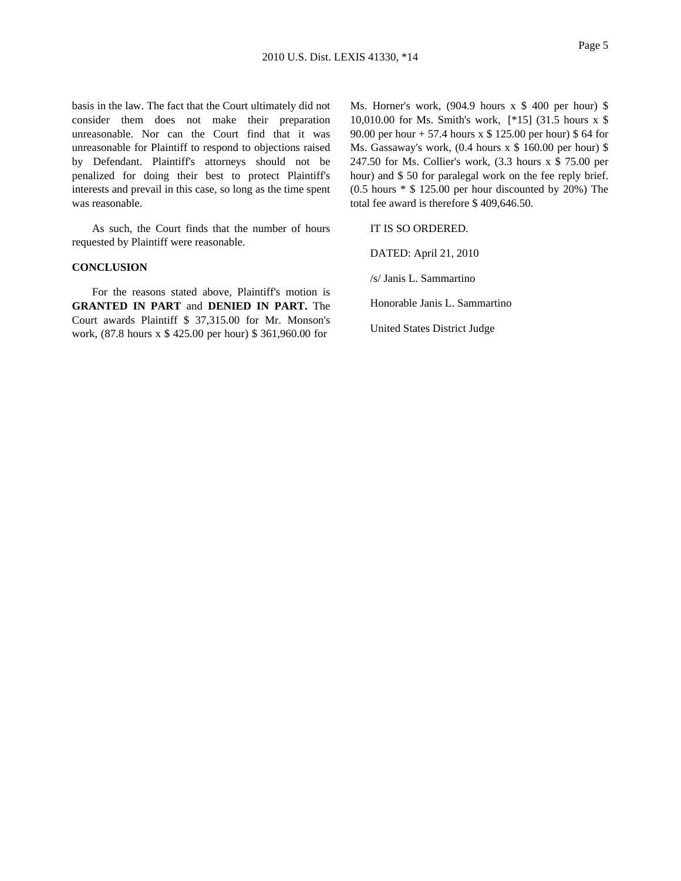basis in the law. The fact that the Court ultimately did not consider them does not make their preparation unreasonable. Nor can the Court find that it was unreasonable for Plaintiff to respond to objections raised by Defendant. Plaintiff's attorneys should not be penalized for doing their best to protect Plaintiff's interests and prevail in this case, so long as the time spent was reasonable.

As such, the Court finds that the number of hours requested by Plaintiff were reasonable.

**CONCLUSION**

For the reasons stated above, Plaintiff's motion is **GRANTED IN PART** and **DENIED IN PART.** The Court awards Plaintiff $ 37,315.00 for Mr. Monson's work, (87.8 hours x $ 425.00 per hour) $ 361,960.00 for Ms. Horner's work, (904.9 hours x $ 400 per hour) $ 10,010.00 for Ms. Smith's work, [*15] (31.5 hours x $ 90.00 per hour + 57.4 hours x $ 125.00 per hour) $ 64 for Ms. Gassaway's work, (0.4 hours x $ 160.00 per hour) $ 247.50 for Ms. Collier's work, (3.3 hours x $ 75.00 per hour) and $ 50 for paralegal work on the fee reply brief. (0.5 hours * $ 125.00 per hour discounted by 20%) The total fee award is therefore $ 409,646.50.

IT IS SO ORDERED.

DATED: April 21, 2010

/s/ Janis L. Sammartino

Honorable Janis L. Sammartino

United States District Judge